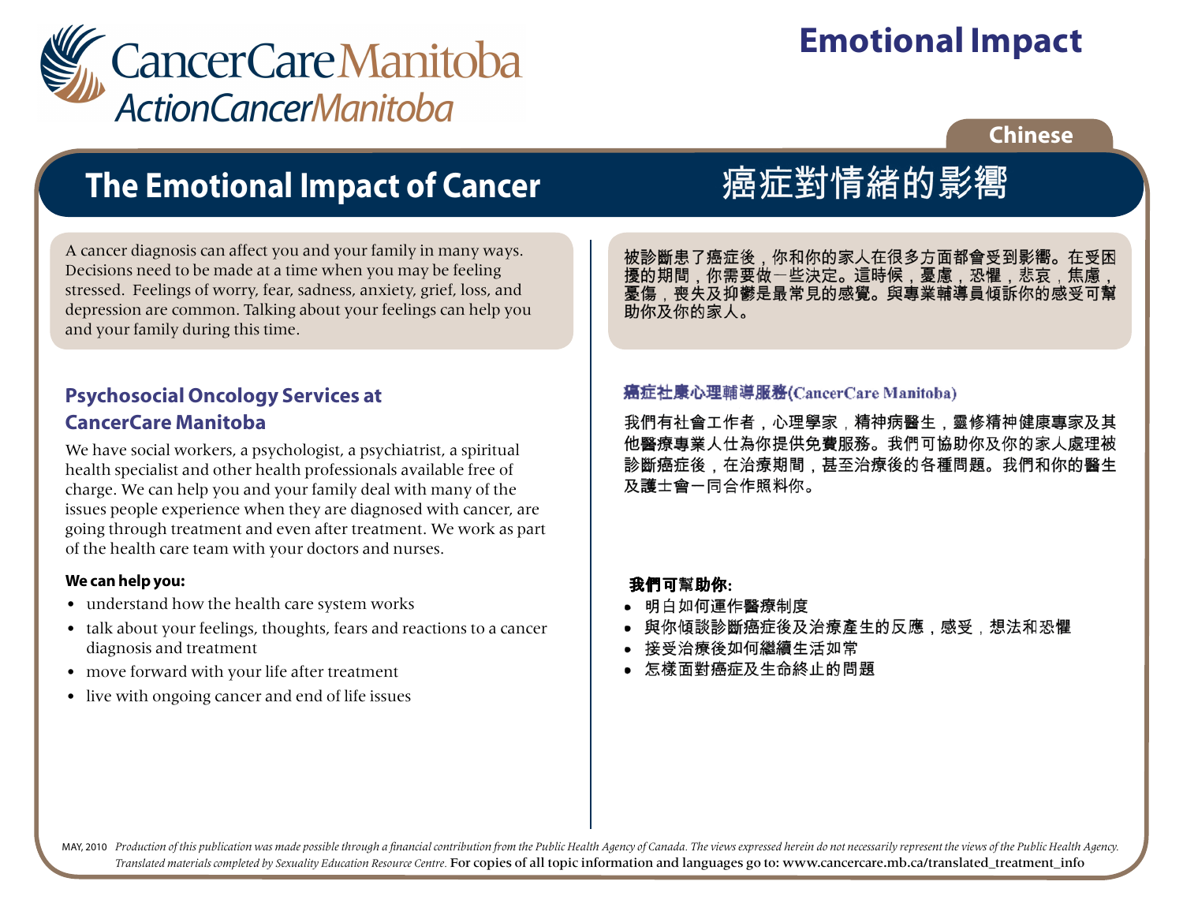CancerCare Manitoba
ActionCancerManitoba

# Emotional Impact

Chinese

## The Emotional Impact of Cancer

## 癌症對情緒的影響

A cancer diagnosis can affect you and your family in many ways. Decisions need to be made at a time when you may be feeling stressed. Feelings of worry, fear, sadness, anxiety, grief, loss, and depression are common. Talking about your feelings can help you and your family during this time.

### Psychosocial Oncology Services at CancerCare Manitoba

We have social workers, a psychologist, a psychiatrist, a spiritual health specialist and other health professionals available free of charge. We can help you and your family deal with many of the issues people experience when they are diagnosed with cancer, are going through treatment and even after treatment. We work as part of the health care team with your doctors and nurses.

**We can help you:**

- understand how the health care system works
- talk about your feelings, thoughts, fears and reactions to a cancer diagnosis and treatment
- move forward with your life after treatment
- live with ongoing cancer and end of life issues

被診斷患了癌症後，你和你的家人在很多方面都會受到影響。在受困擾的期間，你需要做一些決定。這時候，憂慮，恐懼，悲哀，焦慮，憂傷，喪失及抑鬱是最常見的感覺。與專業輔導員傾訴你的感受可幫助你及你的家人。

### 癌症社康心理輔導服務(CancerCare Manitoba)

我們有社會工作者，心理學家，精神病醫生，靈修精神健康專家及其他醫療專業人仕為你提供免費服務。我們可協助你及你的家人處理被診斷癌症後，在治療期間，甚至治療後的各種問題。我們和你的醫生及護士會一同合作照料你。

**我們可幫助你:**

- 明白如何運作醫療制度
- 與你傾談診斷癌症後及治療產生的反應，感受，想法和恐懼
- 接受治療後如何繼續生活如常
- 怎樣面對癌症及生命終止的問題

MAY, 2010 *Production of this publication was made possible through a financial contribution from the Public Health Agency of Canada. The views expressed herein do not necessarily represent the views of the Public Health Agency. Translated materials completed by Sexuality Education Resource Centre.* For copies of all topic information and languages go to: www.cancercare.mb.ca/translated_treatment_info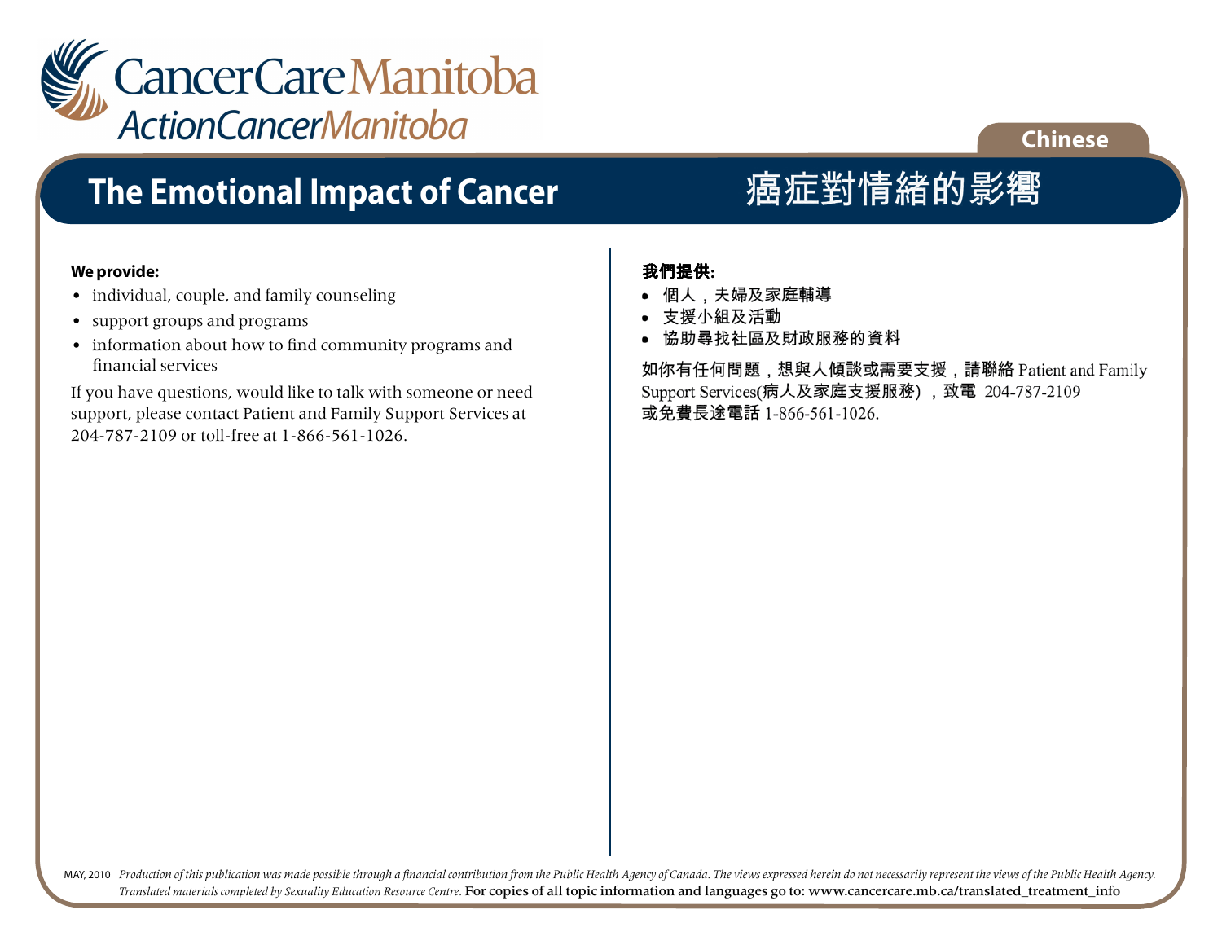CancerCare Manitoba
ActionCancerManitoba

Chinese

# The Emotional Impact of Cancer

# 癌症對情緒的影響

**We provide:**

- individual, couple, and family counseling
- support groups and programs
- information about how to find community programs and financial services

If you have questions, would like to talk with someone or need support, please contact Patient and Family Support Services at 204-787-2109 or toll-free at 1-866-561-1026.

**我們提供:**

- 個人，夫婦及家庭輔導
- 支援小組及活動
- 協助尋找社區及財政服務的資料

如你有任何問題，想與人傾談或需要支援，請聯絡 Patient and Family Support Services(病人及家庭支援服務)，致電 204-787-2109 或免費長途電話 1-866-561-1026.

MAY, 2010 *Production of this publication was made possible through a financial contribution from the Public Health Agency of Canada. The views expressed herein do not necessarily represent the views of the Public Health Agency. Translated materials completed by Sexuality Education Resource Centre.* For copies of all topic information and languages go to: www.cancercare.mb.ca/translated_treatment_info